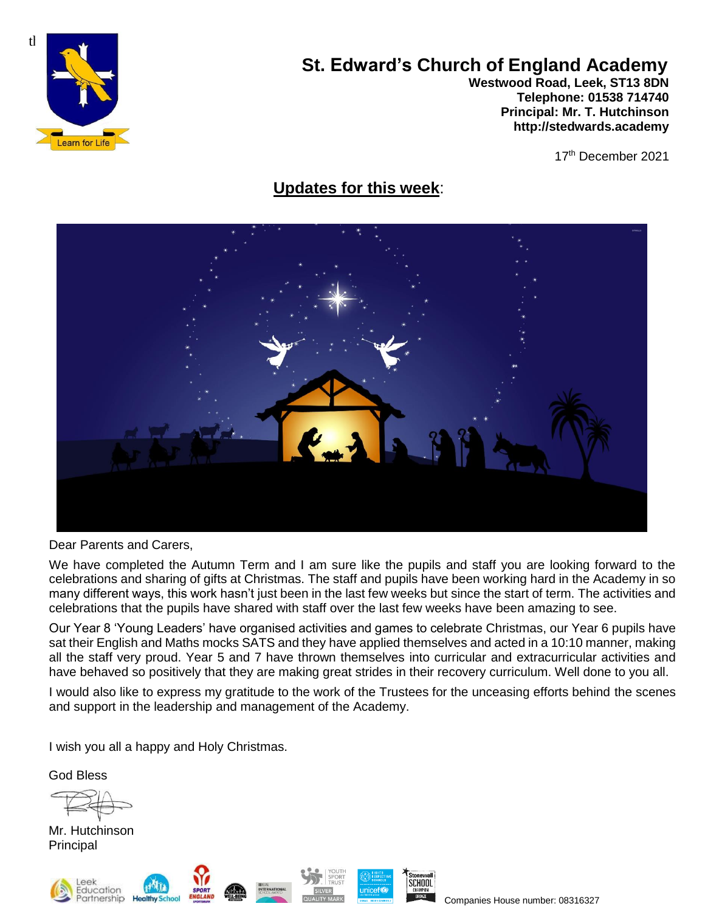tl

# St. Edward's Church of England Academy

**Westwood Road, Leek, ST13 8DN**
**Telephone: 01538 714740**
**Principal: Mr. T. Hutchinson**
**http://stedwards.academy**

17th December 2021

## Updates for this week:

Dear Parents and Carers,

We have completed the Autumn Term and I am sure like the pupils and staff you are looking forward to the celebrations and sharing of gifts at Christmas. The staff and pupils have been working hard in the Academy in so many different ways, this work hasn't just been in the last few weeks but since the start of term. The activities and celebrations that the pupils have shared with staff over the last few weeks have been amazing to see.

Our Year 8 'Young Leaders' have organised activities and games to celebrate Christmas, our Year 6 pupils have sat their English and Maths mocks SATS and they have applied themselves and acted in a 10:10 manner, making all the staff very proud. Year 5 and 7 have thrown themselves into curricular and extracurricular activities and have behaved so positively that they are making great strides in their recovery curriculum. Well done to you all.

I would also like to express my gratitude to the work of the Trustees for the unceasing efforts behind the scenes and support in the leadership and management of the Academy.

I wish you all a happy and Holy Christmas.

God Bless

Mr. Hutchinson
Principal

Companies House number: 08316327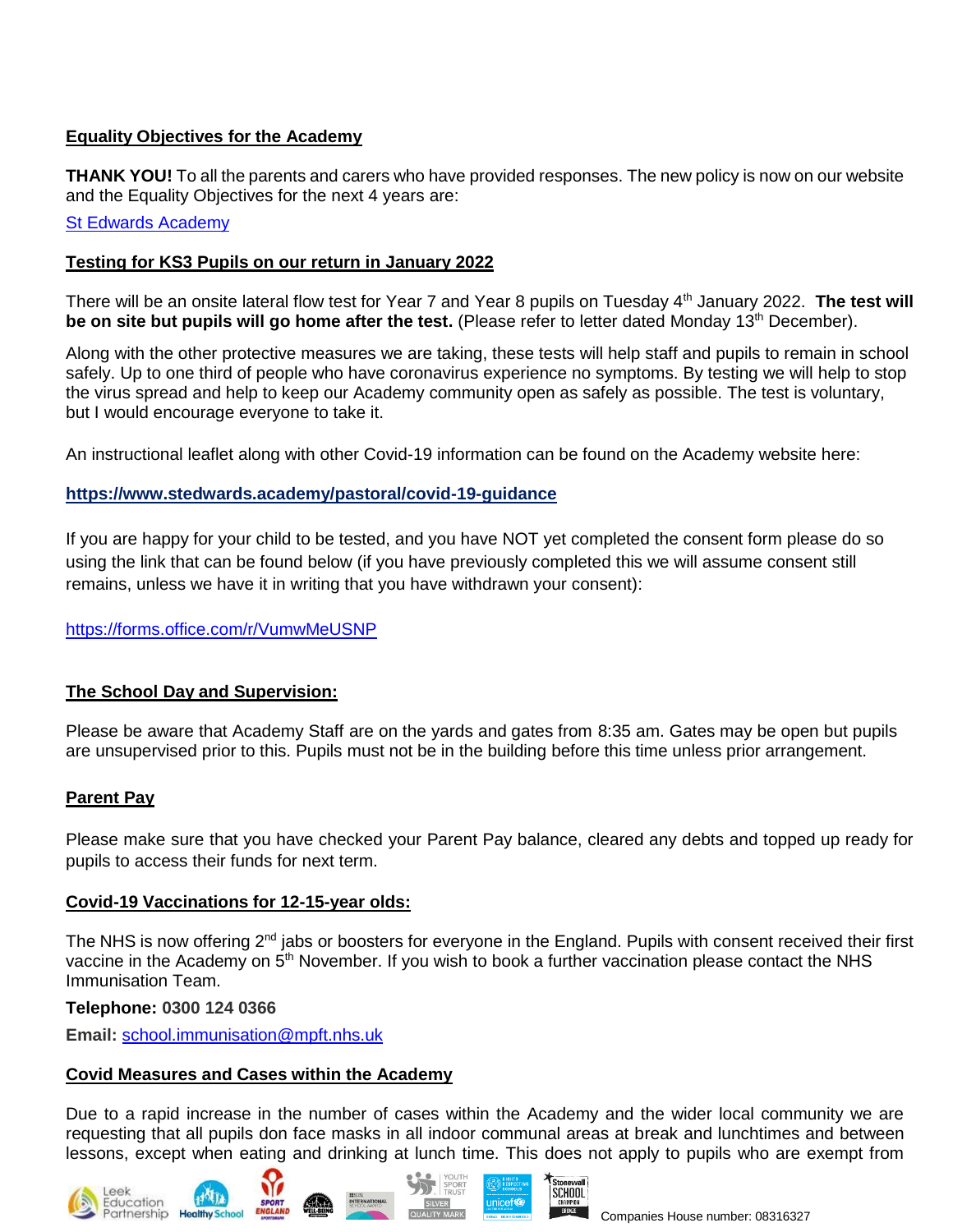## Equality Objectives for the Academy

**THANK YOU!** To all the parents and carers who have provided responses. The new policy is now on our website and the Equality Objectives for the next 4 years are:

St Edwards Academy

## Testing for KS3 Pupils on our return in January 2022

There will be an onsite lateral flow test for Year 7 and Year 8 pupils on Tuesday 4th January 2022. **The test will be on site but pupils will go home after the test.** (Please refer to letter dated Monday 13th December).

Along with the other protective measures we are taking, these tests will help staff and pupils to remain in school safely. Up to one third of people who have coronavirus experience no symptoms. By testing we will help to stop the virus spread and help to keep our Academy community open as safely as possible. The test is voluntary, but I would encourage everyone to take it.

An instructional leaflet along with other Covid-19 information can be found on the Academy website here:

**https://www.stedwards.academy/pastoral/covid-19-guidance**

If you are happy for your child to be tested, and you have NOT yet completed the consent form please do so using the link that can be found below (if you have previously completed this we will assume consent still remains, unless we have it in writing that you have withdrawn your consent):

https://forms.office.com/r/VumwMeUSNP

## The School Day and Supervision:

Please be aware that Academy Staff are on the yards and gates from 8:35 am. Gates may be open but pupils are unsupervised prior to this. Pupils must not be in the building before this time unless prior arrangement.

## Parent Pay

Please make sure that you have checked your Parent Pay balance, cleared any debts and topped up ready for pupils to access their funds for next term.

## Covid-19 Vaccinations for 12-15-year olds:

The NHS is now offering 2nd jabs or boosters for everyone in the England. Pupils with consent received their first vaccine in the Academy on 5th November. If you wish to book a further vaccination please contact the NHS Immunisation Team.

**Telephone:** **0300 124 0366**

**Email:** school.immunisation@mpft.nhs.uk

## Covid Measures and Cases within the Academy

Due to a rapid increase in the number of cases within the Academy and the wider local community we are requesting that all pupils don face masks in all indoor communal areas at break and lunchtimes and between lessons, except when eating and drinking at lunch time. This does not apply to pupils who are exempt from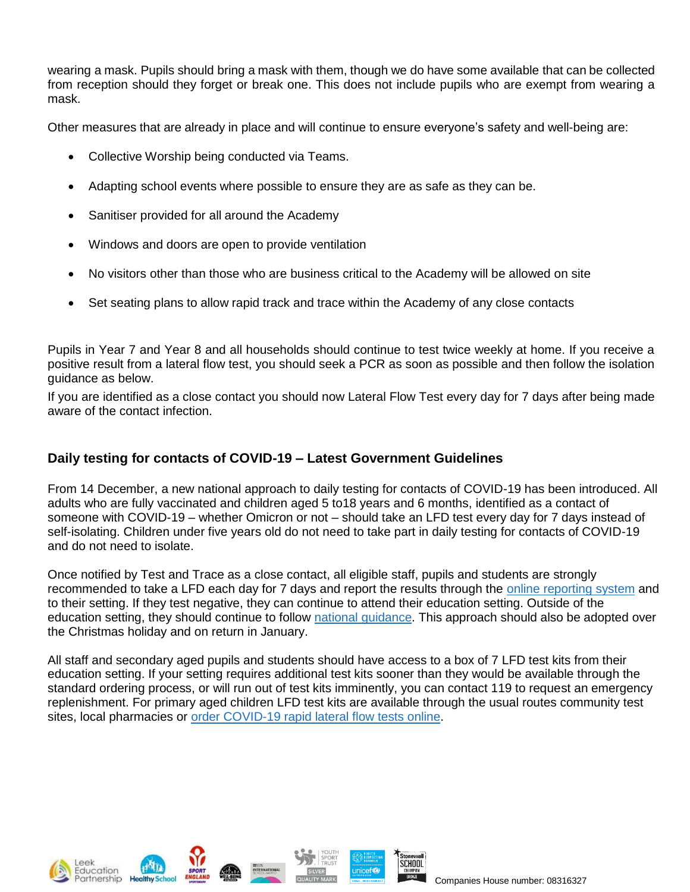wearing a mask. Pupils should bring a mask with them, though we do have some available that can be collected from reception should they forget or break one. This does not include pupils who are exempt from wearing a mask.

Other measures that are already in place and will continue to ensure everyone's safety and well-being are:

- Collective Worship being conducted via Teams.
- Adapting school events where possible to ensure they are as safe as they can be.
- Sanitiser provided for all around the Academy
- Windows and doors are open to provide ventilation
- No visitors other than those who are business critical to the Academy will be allowed on site
- Set seating plans to allow rapid track and trace within the Academy of any close contacts

Pupils in Year 7 and Year 8 and all households should continue to test twice weekly at home. If you receive a positive result from a lateral flow test, you should seek a PCR as soon as possible and then follow the isolation guidance as below.

If you are identified as a close contact you should now Lateral Flow Test every day for 7 days after being made aware of the contact infection.

### Daily testing for contacts of COVID-19 – Latest Government Guidelines

From 14 December, a new national approach to daily testing for contacts of COVID-19 has been introduced. All adults who are fully vaccinated and children aged 5 to18 years and 6 months, identified as a contact of someone with COVID-19 – whether Omicron or not – should take an LFD test every day for 7 days instead of self-isolating. Children under five years old do not need to take part in daily testing for contacts of COVID-19 and do not need to isolate.

Once notified by Test and Trace as a close contact, all eligible staff, pupils and students are strongly recommended to take a LFD each day for 7 days and report the results through the online reporting system and to their setting. If they test negative, they can continue to attend their education setting. Outside of the education setting, they should continue to follow national guidance. This approach should also be adopted over the Christmas holiday and on return in January.

All staff and secondary aged pupils and students should have access to a box of 7 LFD test kits from their education setting. If your setting requires additional test kits sooner than they would be available through the standard ordering process, or will run out of test kits imminently, you can contact 119 to request an emergency replenishment. For primary aged children LFD test kits are available through the usual routes community test sites, local pharmacies or order COVID-19 rapid lateral flow tests online.

Companies House number: 08316327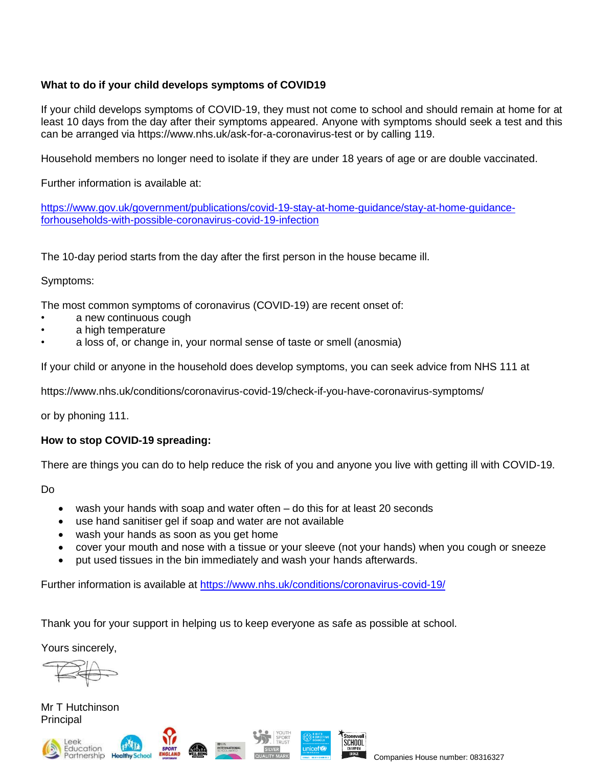**What to do if your child develops symptoms of COVID19**

If your child develops symptoms of COVID-19, they must not come to school and should remain at home for at least 10 days from the day after their symptoms appeared. Anyone with symptoms should seek a test and this can be arranged via https://www.nhs.uk/ask-for-a-coronavirus-test or by calling 119.

Household members no longer need to isolate if they are under 18 years of age or are double vaccinated.

Further information is available at:

https://www.gov.uk/government/publications/covid-19-stay-at-home-guidance/stay-at-home-guidance-forhouseholds-with-possible-coronavirus-covid-19-infection

The 10-day period starts from the day after the first person in the house became ill.

Symptoms:

The most common symptoms of coronavirus (COVID-19) are recent onset of:

- a new continuous cough
- a high temperature
- a loss of, or change in, your normal sense of taste or smell (anosmia)

If your child or anyone in the household does develop symptoms, you can seek advice from NHS 111 at

https://www.nhs.uk/conditions/coronavirus-covid-19/check-if-you-have-coronavirus-symptoms/

or by phoning 111.

**How to stop COVID-19 spreading:**

There are things you can do to help reduce the risk of you and anyone you live with getting ill with COVID-19.

Do

- wash your hands with soap and water often – do this for at least 20 seconds
- use hand sanitiser gel if soap and water are not available
- wash your hands as soon as you get home
- cover your mouth and nose with a tissue or your sleeve (not your hands) when you cough or sneeze
- put used tissues in the bin immediately and wash your hands afterwards.

Further information is available at https://www.nhs.uk/conditions/coronavirus-covid-19/

Thank you for your support in helping us to keep everyone as safe as possible at school.

Yours sincerely,

Mr T Hutchinson
Principal

Companies House number: 08316327